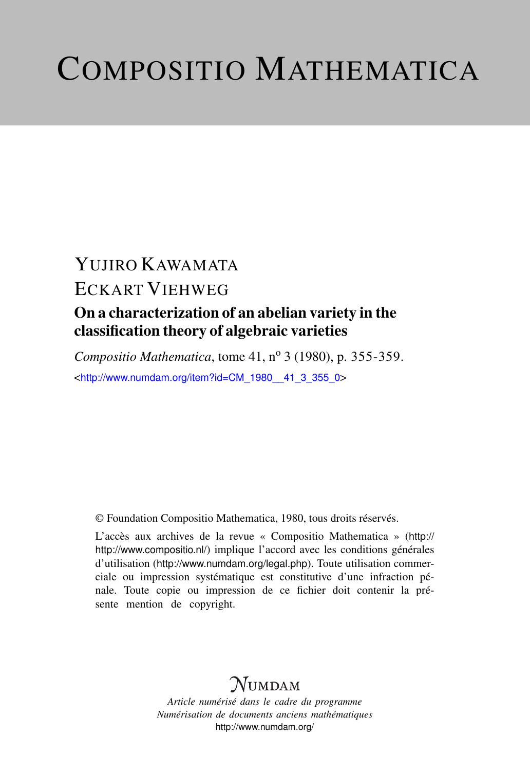# Compositio Mathematica

YUJIRO KAWAMATA

ECKART VIEHWEG

## On a characterization of an abelian variety in the classification theory of algebraic varieties

*Compositio Mathematica*, tome 41, n<sup>o</sup> 3 (1980), p. 355-359.

<http://www.numdam.org/item?id=CM_1980__41_3_355_0>

© Foundation Compositio Mathematica, 1980, tous droits réservés.

L'accès aux archives de la revue « Compositio Mathematica » (http://http://www.compositio.nl/) implique l'accord avec les conditions générales d'utilisation (http://www.numdam.org/legal.php). Toute utilisation commerciale ou impression systématique est constitutive d'une infraction pénale. Toute copie ou impression de ce fichier doit contenir la présente mention de copyright.

NUMDAM

*Article numérisé dans le cadre du programme*
*Numérisation de documents anciens mathématiques*
http://www.numdam.org/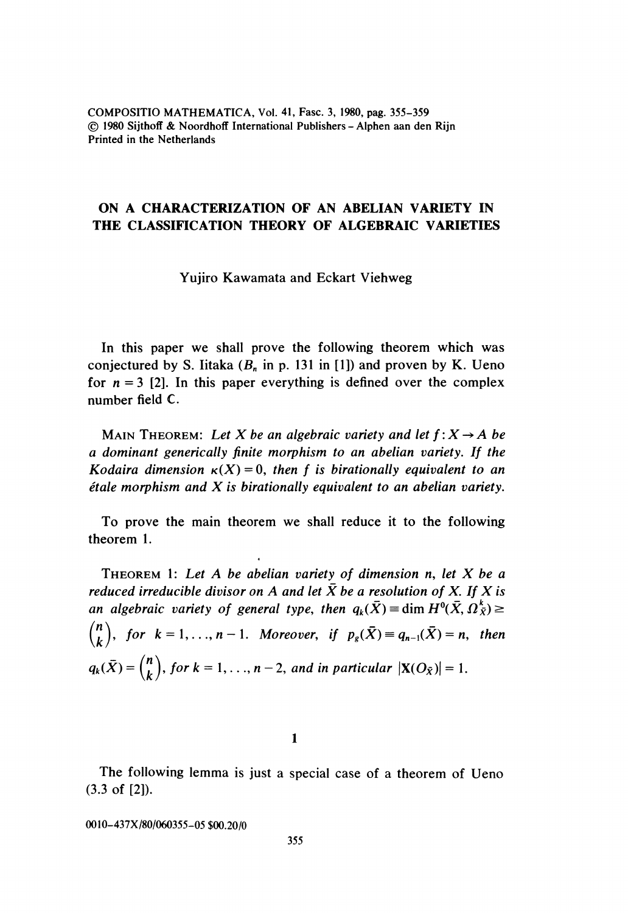COMPOSITIO MATHEMATICA, Vol. 41, Fasc. 3, 1980, pag. 355–359
© 1980 Sijthoff & Noordhoff International Publishers – Alphen aan den Rijn
Printed in the Netherlands

# ON A CHARACTERIZATION OF AN ABELIAN VARIETY IN THE CLASSIFICATION THEORY OF ALGEBRAIC VARIETIES

Yujiro Kawamata and Eckart Viehweg

In this paper we shall prove the following theorem which was conjectured by S. Iitaka ($B_n$ in p. 131 in [1]) and proven by K. Ueno for $n = 3$ [2]. In this paper everything is defined over the complex number field $\mathbb{C}$.

MAIN THEOREM: *Let $X$ be an algebraic variety and let $f: X \to A$ be a dominant generically finite morphism to an abelian variety. If the Kodaira dimension $\kappa(X) = 0$, then $f$ is birationally equivalent to an étale morphism and $X$ is birationally equivalent to an abelian variety.*

To prove the main theorem we shall reduce it to the following theorem 1.

THEOREM 1: *Let $A$ be abelian variety of dimension $n$, let $X$ be a reduced irreducible divisor on $A$ and let $\bar{X}$ be a resolution of $X$. If $X$ is an algebraic variety of general type, then $q_k(\bar{X}) \equiv \dim H^0(\bar{X}, \Omega^k_{\bar{X}}) \geq \binom{n}{k}$, for $k = 1, \ldots, n-1$. Moreover, if $p_g(\bar{X}) \equiv q_{n-1}(\bar{X}) = n$, then $q_k(\bar{X}) = \binom{n}{k}$, for $k = 1, \ldots, n-2$, and in particular $|\mathbf{X}(O_{\bar{X}})| = 1$.*

## 1

The following lemma is just a special case of a theorem of Ueno (3.3 of [2]).

0010-437X/80/060355-05 $00.20/0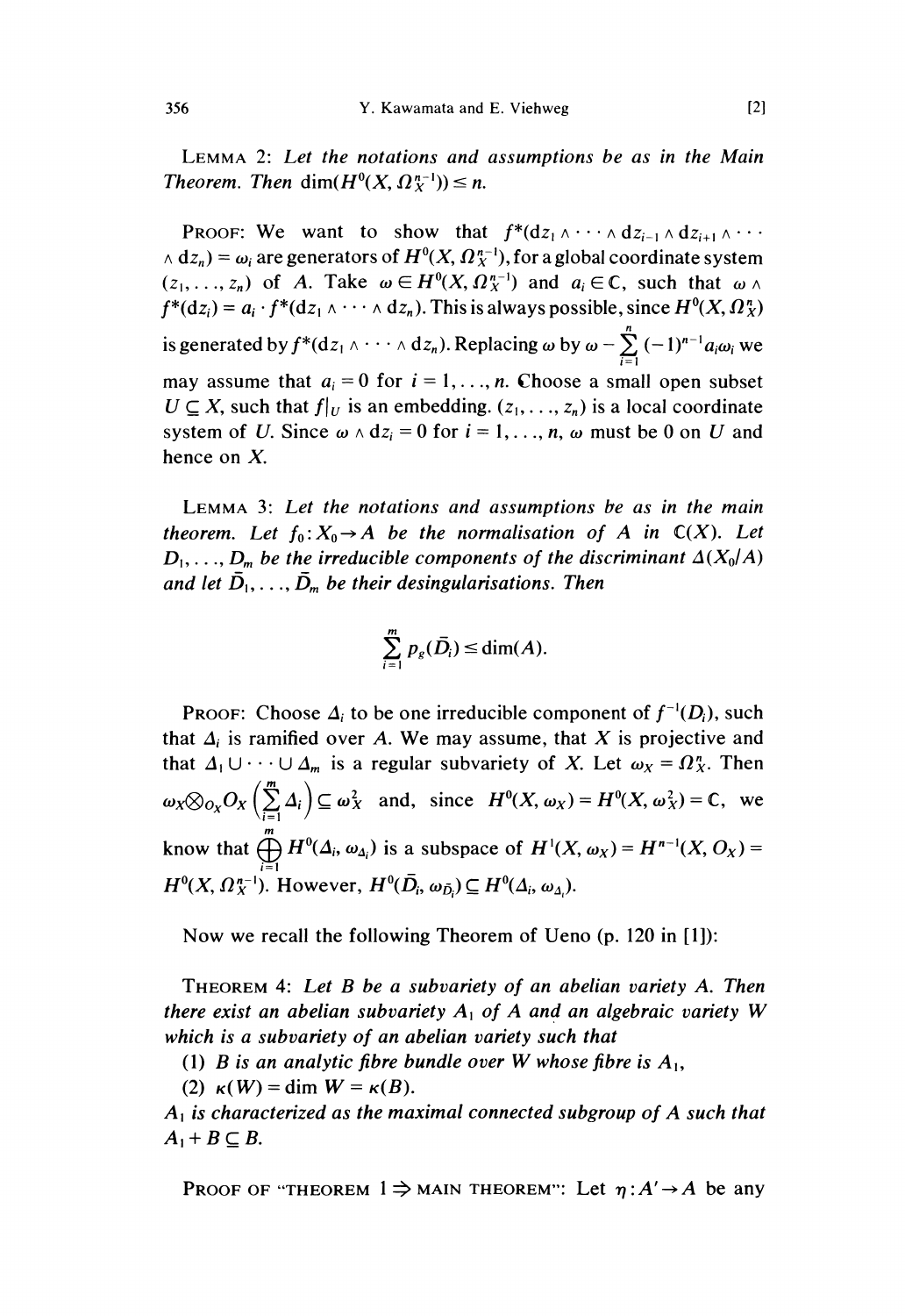LEMMA 2: *Let the notations and assumptions be as in the Main Theorem. Then* $\dim(H^0(X, \Omega_X^{n-1})) \le n$.

PROOF: We want to show that $f^*(dz_1 \wedge \cdots \wedge dz_{i-1} \wedge dz_{i+1} \wedge \cdots \wedge dz_n) = \omega_i$ are generators of $H^0(X, \Omega_X^{n-1})$, for a global coordinate system $(z_1, \ldots, z_n)$ of $A$. Take $\omega \in H^0(X, \Omega_X^{n-1})$ and $a_i \in \mathbb{C}$, such that $\omega \wedge f^*(dz_i) = a_i \cdot f^*(dz_1 \wedge \cdots \wedge dz_n)$. This is always possible, since $H^0(X, \Omega_X^n)$ is generated by $f^*(dz_1 \wedge \cdots \wedge dz_n)$. Replacing $\omega$ by $\omega - \sum_{i=1}^{n} (-1)^{n-1} a_i \omega_i$ we may assume that $a_i = 0$ for $i = 1, \ldots, n$. Choose a small open subset $U \subseteq X$, such that $f|_U$ is an embedding. $(z_1, \ldots, z_n)$ is a local coordinate system of $U$. Since $\omega \wedge dz_i = 0$ for $i = 1, \ldots, n$, $\omega$ must be 0 on $U$ and hence on $X$.

LEMMA 3: *Let the notations and assumptions be as in the main theorem. Let* $f_0: X_0 \to A$ *be the normalisation of* $A$ *in* $\mathbb{C}(X)$. *Let* $D_1, \ldots, D_m$ *be the irreducible components of the discriminant* $\Delta(X_0/A)$ *and let* $\bar{D}_1, \ldots, \bar{D}_m$ *be their desingularisations. Then*

$$\sum_{i=1}^{m} p_g(\bar{D}_i) \le \dim(A).$$

PROOF: Choose $\Delta_i$ to be one irreducible component of $f^{-1}(D_i)$, such that $\Delta_i$ is ramified over $A$. We may assume, that $X$ is projective and that $\Delta_1 \cup \cdots \cup \Delta_m$ is a regular subvariety of $X$. Let $\omega_X = \Omega_X^n$. Then $\omega_X \otimes_{O_X} O_X\left(\sum_{i=1}^{m} \Delta_i\right) \subseteq \omega_X^2$ and, since $H^0(X, \omega_X) = H^0(X, \omega_X^2) = \mathbb{C}$, we know that $\bigoplus_{i=1}^{m} H^0(\Delta_i, \omega_{\Delta_i})$ is a subspace of $H^1(X, \omega_X) = H^{n-1}(X, O_X) = H^0(X, \Omega_X^{n-1})$. However, $H^0(\bar{D}_i, \omega_{\bar{D}_i}) \subseteq H^0(\Delta_i, \omega_{\Delta_i})$.

Now we recall the following Theorem of Ueno (p. 120 in [1]):

THEOREM 4: *Let* $B$ *be a subvariety of an abelian variety* $A$. *Then there exist an abelian subvariety* $A_1$ *of* $A$ *and an algebraic variety* $W$ *which is a subvariety of an abelian variety such that*

(1) *$B$ is an analytic fibre bundle over $W$ whose fibre is $A_1$,*

(2) $\kappa(W) = \dim W = \kappa(B)$.

*$A_1$ is characterized as the maximal connected subgroup of $A$ such that $A_1 + B \subseteq B$.*

PROOF OF "THEOREM 1 $\Rightarrow$ MAIN THEOREM": Let $\eta: A' \to A$ be any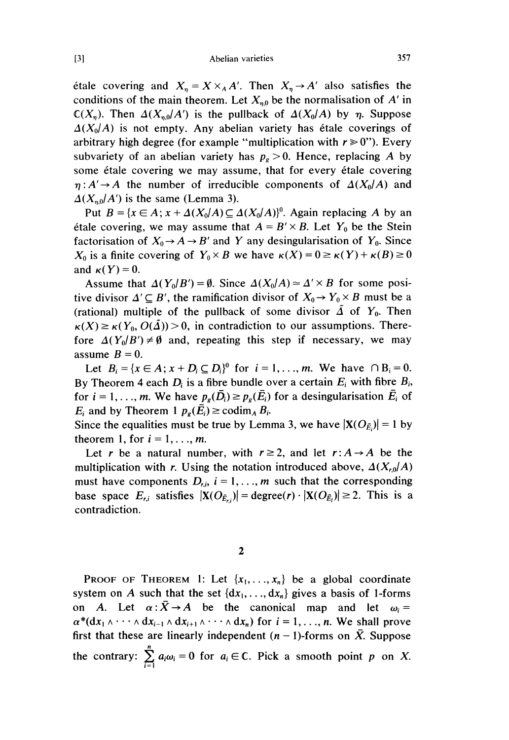étale covering and $X_\eta = X \times_A A'$. Then $X_\eta \to A'$ also satisfies the conditions of the main theorem. Let $X_{\eta,0}$ be the normalisation of $A'$ in $\mathbb{C}(X_\eta)$. Then $\Delta(X_{\eta,0}/A')$ is the pullback of $\Delta(X_0/A)$ by $\eta$. Suppose $\Delta(X_0/A)$ is not empty. Any abelian variety has étale coverings of arbitrary high degree (for example "multiplication with $r \gg 0$"). Every subvariety of an abelian variety has $p_g > 0$. Hence, replacing $A$ by some étale covering we may assume, that for every étale covering $\eta: A' \to A$ the number of irreducible components of $\Delta(X_0/A)$ and $\Delta(X_{\eta,0}/A')$ is the same (Lemma 3).

Put $B = \{x \in A; x + \Delta(X_0/A) \subseteq \Delta(X_0/A)\}^0$. Again replacing $A$ by an étale covering, we may assume that $A = B' \times B$. Let $Y_0$ be the Stein factorisation of $X_0 \to A \to B'$ and $Y$ any desingularisation of $Y_0$. Since $X_0$ is a finite covering of $Y_0 \times B$ we have $\kappa(X) = 0 \geq \kappa(Y) + \kappa(B) \geq 0$ and $\kappa(Y) = 0$.

Assume that $\Delta(Y_0/B') = \emptyset$. Since $\Delta(X_0/A) \simeq \Delta' \times B$ for some positive divisor $\Delta' \subseteq B'$, the ramification divisor of $X_0 \to Y_0 \times B$ must be a (rational) multiple of the pullback of some divisor $\tilde{\Delta}$ of $Y_0$. Then $\kappa(X) \geq \kappa(Y_0, O(\tilde{\Delta})) > 0$, in contradiction to our assumptions. Therefore $\Delta(Y_0/B') \neq \emptyset$ and, repeating this step if necessary, we may assume $B = 0$.

Let $B_i = \{x \in A; x + D_i \subseteq D_i\}^0$ for $i = 1, \ldots, m$. We have $\cap B_i = 0$. By Theorem 4 each $D_i$ is a fibre bundle over a certain $E_i$ with fibre $B_i$, for $i = 1, \ldots, m$. We have $p_g(\bar{D}_i) \geq p_g(\bar{E}_i)$ for a desingularisation $\bar{E}_i$ of $E_i$ and by Theorem 1 $p_g(\bar{E}_i) \geq \operatorname{codim}_A B_i$.

Since the equalities must be true by Lemma 3, we have $|\mathbf{X}(O_{\bar{E}_i})| = 1$ by theorem 1, for $i = 1, \ldots, m$.

Let $r$ be a natural number, with $r \geq 2$, and let $r: A \to A$ be the multiplication with $r$. Using the notation introduced above, $\Delta(X_{r,0}/A)$ must have components $D_{r,i}$, $i = 1, \ldots, m$ such that the corresponding base space $E_{r,i}$ satisfies $|\mathbf{X}(O_{\bar{E}_{r,i}})| = \text{degree}(r) \cdot |\mathbf{X}(O_{\bar{E}_i})| \geq 2$. This is a contradiction.

## 2

Proof of Theorem 1: Let $\{x_1, \ldots, x_n\}$ be a global coordinate system on $A$ such that the set $\{dx_1, \ldots, dx_n\}$ gives a basis of 1-forms on $A$. Let $\alpha: \bar{X} \to A$ be the canonical map and let $\omega_i = \alpha^*(dx_1 \wedge \cdots \wedge dx_{i-1} \wedge dx_{i+1} \wedge \cdots \wedge dx_n)$ for $i = 1, \ldots, n$. We shall prove first that these are linearly independent $(n-1)$-forms on $\bar{X}$. Suppose the contrary: $\sum_{i=1}^{n} a_i \omega_i = 0$ for $a_i \in \mathbb{C}$. Pick a smooth point $p$ on $X$.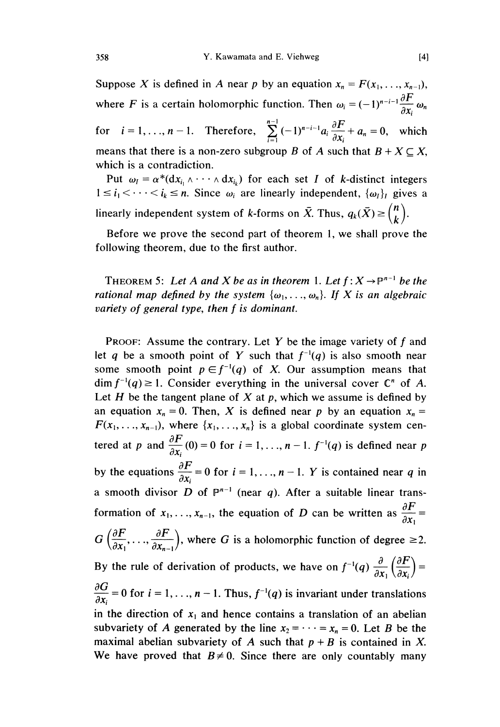Suppose $X$ is defined in $A$ near $p$ by an equation $x_n = F(x_1, \ldots, x_{n-1})$, where $F$ is a certain holomorphic function. Then $\omega_i = (-1)^{n-i-1}\dfrac{\partial F}{\partial x_i}\omega_n$ for $i = 1, \ldots, n-1$. Therefore, $\sum_{i=1}^{n-1}(-1)^{n-i-1}a_i\dfrac{\partial F}{\partial x_i} + a_n = 0$, which means that there is a non-zero subgroup $B$ of $A$ such that $B + X \subseteq X$, which is a contradiction.

Put $\omega_I = \alpha^*(\mathrm{d}x_{i_1} \wedge \cdots \wedge \mathrm{d}x_{i_k})$ for each set $I$ of $k$-distinct integers $1 \leq i_1 < \cdots < i_k \leq n$. Since $\omega_i$ are linearly independent, $\{\omega_I\}_I$ gives a linearly independent system of $k$-forms on $\bar{X}$. Thus, $q_k(\bar{X}) \geq \binom{n}{k}$.

Before we prove the second part of theorem 1, we shall prove the following theorem, due to the first author.

THEOREM 5: *Let $A$ and $X$ be as in theorem 1. Let $f: X \to \mathbb{P}^{n-1}$ be the rational map defined by the system $\{\omega_1, \ldots, \omega_n\}$. If $X$ is an algebraic variety of general type, then $f$ is dominant.*

PROOF: Assume the contrary. Let $Y$ be the image variety of $f$ and let $q$ be a smooth point of $Y$ such that $f^{-1}(q)$ is also smooth near some smooth point $p \in f^{-1}(q)$ of $X$. Our assumption means that $\dim f^{-1}(q) \geq 1$. Consider everything in the universal cover $\mathbb{C}^n$ of $A$. Let $H$ be the tangent plane of $X$ at $p$, which we assume is defined by an equation $x_n = 0$. Then, $X$ is defined near $p$ by an equation $x_n = F(x_1, \ldots, x_{n-1})$, where $\{x_1, \ldots, x_n\}$ is a global coordinate system centered at $p$ and $\dfrac{\partial F}{\partial x_i}(0) = 0$ for $i = 1, \ldots, n-1$. $f^{-1}(q)$ is defined near $p$ by the equations $\dfrac{\partial F}{\partial x_i} = 0$ for $i = 1, \ldots, n-1$. $Y$ is contained near $q$ in a smooth divisor $D$ of $\mathbb{P}^{n-1}$ (near $q$). After a suitable linear transformation of $x_1, \ldots, x_{n-1}$, the equation of $D$ can be written as $\dfrac{\partial F}{\partial x_1} = G\left(\dfrac{\partial F}{\partial x_1}, \ldots, \dfrac{\partial F}{\partial x_{n-1}}\right)$, where $G$ is a holomorphic function of degree $\geq 2$. By the rule of derivation of products, we have on $f^{-1}(q)$ $\dfrac{\partial}{\partial x_1}\left(\dfrac{\partial F}{\partial x_i}\right) = \dfrac{\partial G}{\partial x_i} = 0$ for $i = 1, \ldots, n-1$. Thus, $f^{-1}(q)$ is invariant under translations in the direction of $x_1$ and hence contains a translation of an abelian subvariety of $A$ generated by the line $x_2 = \cdots = x_n = 0$. Let $B$ be the maximal abelian subvariety of $A$ such that $p + B$ is contained in $X$. We have proved that $B \neq 0$. Since there are only countably many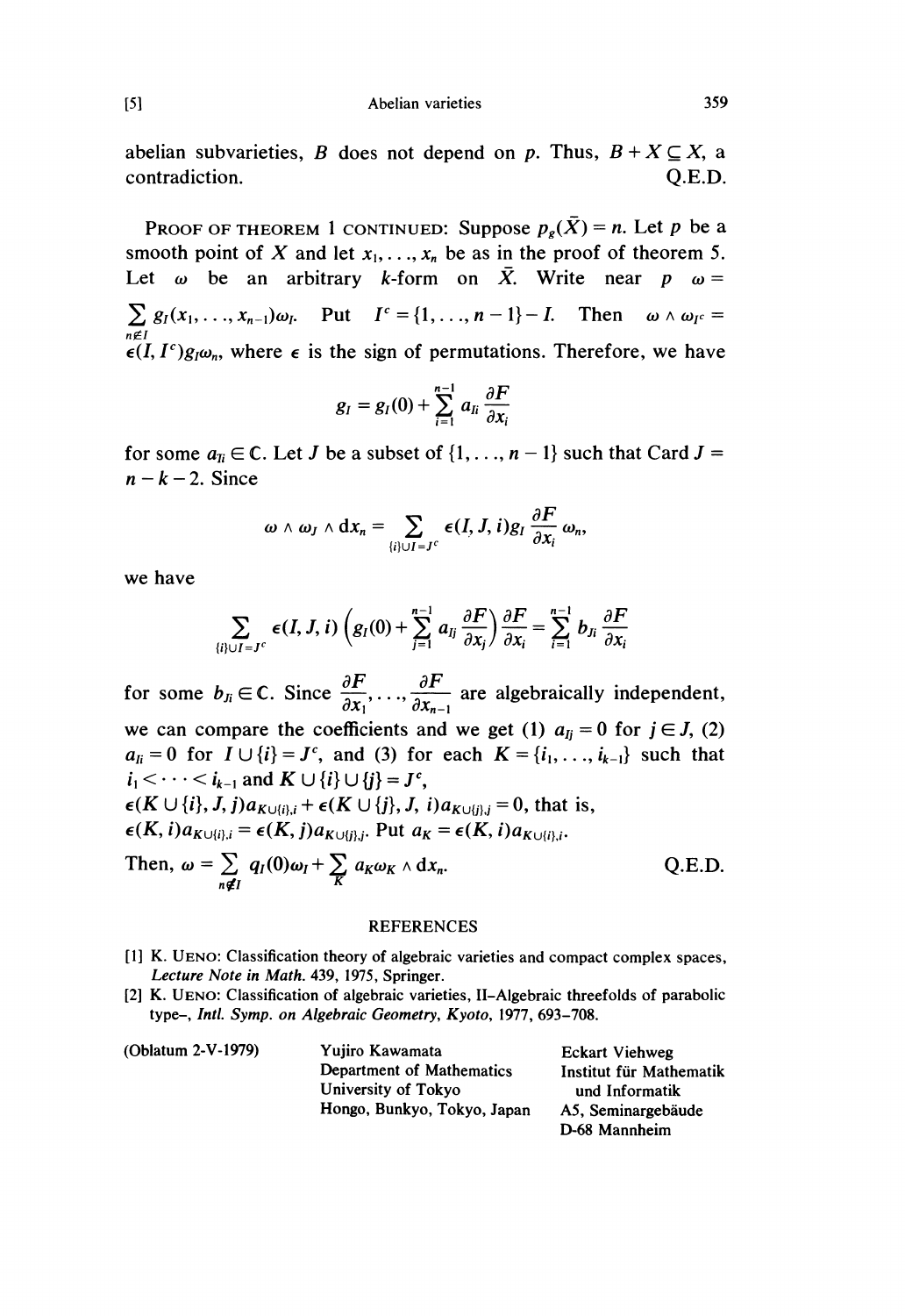abelian subvarieties, $B$ does not depend on $p$. Thus, $B + X \subseteq X$, a contradiction. Q.E.D.

PROOF OF THEOREM 1 CONTINUED: Suppose $p_g(\bar{X}) = n$. Let $p$ be a smooth point of $X$ and let $x_1, \ldots, x_n$ be as in the proof of theorem 5. Let $\omega$ be an arbitrary $k$-form on $\bar{X}$. Write near $p$ $\omega = \sum_{n \notin I} g_I(x_1, \ldots, x_{n-1})\omega_I$. Put $I^c = \{1, \ldots, n-1\} - I$. Then $\omega \wedge \omega_{I^c} = \epsilon(I, I^c) g_I \omega_n$, where $\epsilon$ is the sign of permutations. Therefore, we have

$$g_I = g_I(0) + \sum_{i=1}^{n-1} a_{Ii} \frac{\partial F}{\partial x_i}$$

for some $a_{Ii} \in \mathbb{C}$. Let $J$ be a subset of $\{1, \ldots, n-1\}$ such that Card $J = n - k - 2$. Since

$$\omega \wedge \omega_J \wedge dx_n = \sum_{\{i\} \cup I = J^c} \epsilon(I, J, i) g_I \frac{\partial F}{\partial x_i} \omega_n,$$

we have

$$\sum_{\{i\} \cup I = J^c} \epsilon(I, J, i) \left( g_I(0) + \sum_{j=1}^{n-1} a_{Ij} \frac{\partial F}{\partial x_j} \right) \frac{\partial F}{\partial x_i} = \sum_{i=1}^{n-1} b_{Ji} \frac{\partial F}{\partial x_i}$$

for some $b_{Ji} \in \mathbb{C}$. Since $\frac{\partial F}{\partial x_1}, \ldots, \frac{\partial F}{\partial x_{n-1}}$ are algebraically independent, we can compare the coefficients and we get (1) $a_{Ij} = 0$ for $j \in J$, (2) $a_{Ii} = 0$ for $I \cup \{i\} = J^c$, and (3) for each $K = \{i_1, \ldots, i_{k-1}\}$ such that $i_1 < \cdots < i_{k-1}$ and $K \cup \{i\} \cup \{j\} = J^c$,
$\epsilon(K \cup \{i\}, J, j) a_{K \cup \{i\}, j} + \epsilon(K \cup \{j\}, J, i) a_{K \cup \{j\}, i} = 0$, that is,
$\epsilon(K, i) a_{K \cup \{i\}, i} = \epsilon(K, j) a_{K \cup \{j\}, j}$. Put $a_K = \epsilon(K, i) a_{K \cup \{i\}, i}$.

Then, $\omega = \sum_{n \notin I} q_I(0) \omega_I + \sum_K a_K \omega_K \wedge dx_n$. Q.E.D.

## REFERENCES

[1] K. UENO: Classification theory of algebraic varieties and compact complex spaces, *Lecture Note in Math.* 439, 1975, Springer.

[2] K. UENO: Classification of algebraic varieties, II–Algebraic threefolds of parabolic type–, *Intl. Symp. on Algebraic Geometry, Kyoto*, 1977, 693–708.

(Oblatum 2-V-1979)

Yujiro Kawamata
Department of Mathematics
University of Tokyo
Hongo, Bunkyo, Tokyo, Japan

Eckart Viehweg
Institut für Mathematik
und Informatik
A5, Seminargebäude
D-68 Mannheim